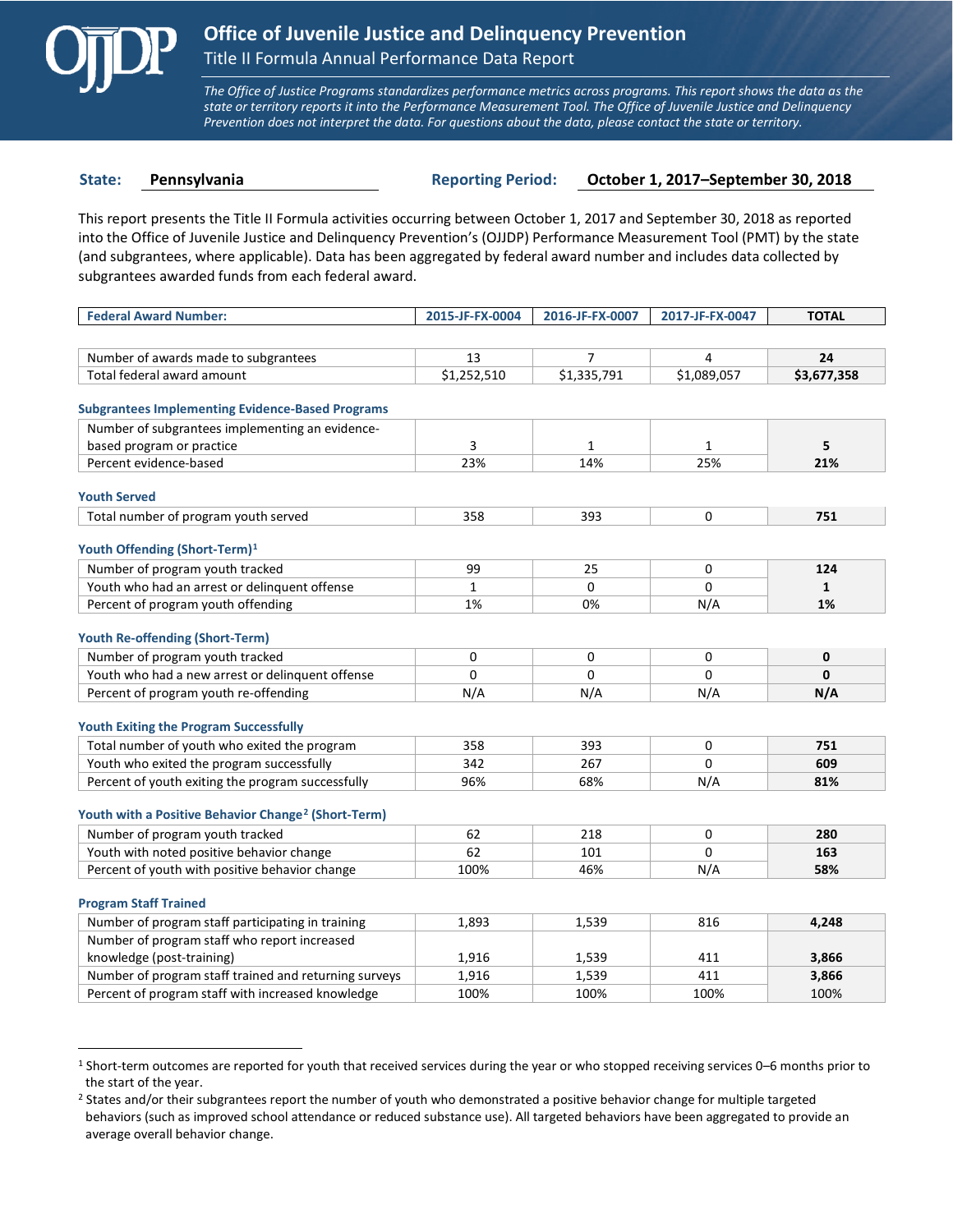# Office of Juvenile Justice and Delinquency Prevention

## Title II Formula Annual Performance Data Report

*The Office of Justice Programs standardizes performance metrics across programs. This report shows the data as the state or territory reports it into the Performance Measurement Tool. The Office of Juvenile Justice and Delinquency Prevention does not interpret the data. For questions about the data, please contact the state or territory.*

**State:** Pennsylvania  **Reporting Period:** October 1, 2017–September 30, 2018

This report presents the Title II Formula activities occurring between October 1, 2017 and September 30, 2018 as reported into the Office of Juvenile Justice and Delinquency Prevention's (OJJDP) Performance Measurement Tool (PMT) by the state (and subgrantees, where applicable). Data has been aggregated by federal award number and includes data collected by subgrantees awarded funds from each federal award.

| Federal Award Number: | 2015-JF-FX-0004 | 2016-JF-FX-0007 | 2017-JF-FX-0047 | TOTAL |
|---|---|---|---|---|
| Number of awards made to subgrantees | 13 | 7 | 4 | **24** |
| Total federal award amount | $1,252,510 | $1,335,791 | $1,089,057 | **$3,677,358** |

### Subgrantees Implementing Evidence-Based Programs

| | 2015-JF-FX-0004 | 2016-JF-FX-0007 | 2017-JF-FX-0047 | TOTAL |
|---|---|---|---|---|
| Number of subgrantees implementing an evidence-based program or practice | 3 | 1 | 1 | **5** |
| Percent evidence-based | 23% | 14% | 25% | **21%** |

### Youth Served

| | 2015-JF-FX-0004 | 2016-JF-FX-0007 | 2017-JF-FX-0047 | TOTAL |
|---|---|---|---|---|
| Total number of program youth served | 358 | 393 | 0 | **751** |

### Youth Offending (Short-Term)[1]

| | 2015-JF-FX-0004 | 2016-JF-FX-0007 | 2017-JF-FX-0047 | TOTAL |
|---|---|---|---|---|
| Number of program youth tracked | 99 | 25 | 0 | **124** |
| Youth who had an arrest or delinquent offense | 1 | 0 | 0 | **1** |
| Percent of program youth offending | 1% | 0% | N/A | **1%** |

### Youth Re-offending (Short-Term)

| | 2015-JF-FX-0004 | 2016-JF-FX-0007 | 2017-JF-FX-0047 | TOTAL |
|---|---|---|---|---|
| Number of program youth tracked | 0 | 0 | 0 | **0** |
| Youth who had a new arrest or delinquent offense | 0 | 0 | 0 | **0** |
| Percent of program youth re-offending | N/A | N/A | N/A | **N/A** |

### Youth Exiting the Program Successfully

| | 2015-JF-FX-0004 | 2016-JF-FX-0007 | 2017-JF-FX-0047 | TOTAL |
|---|---|---|---|---|
| Total number of youth who exited the program | 358 | 393 | 0 | **751** |
| Youth who exited the program successfully | 342 | 267 | 0 | **609** |
| Percent of youth exiting the program successfully | 96% | 68% | N/A | **81%** |

### Youth with a Positive Behavior Change[2] (Short-Term)

| | 2015-JF-FX-0004 | 2016-JF-FX-0007 | 2017-JF-FX-0047 | TOTAL |
|---|---|---|---|---|
| Number of program youth tracked | 62 | 218 | 0 | **280** |
| Youth with noted positive behavior change | 62 | 101 | 0 | **163** |
| Percent of youth with positive behavior change | 100% | 46% | N/A | **58%** |

### Program Staff Trained

| | 2015-JF-FX-0004 | 2016-JF-FX-0007 | 2017-JF-FX-0047 | TOTAL |
|---|---|---|---|---|
| Number of program staff participating in training | 1,893 | 1,539 | 816 | **4,248** |
| Number of program staff who report increased knowledge (post-training) | 1,916 | 1,539 | 411 | **3,866** |
| Number of program staff trained and returning surveys | 1,916 | 1,539 | 411 | **3,866** |
| Percent of program staff with increased knowledge | 100% | 100% | 100% | 100% |

[1] Short-term outcomes are reported for youth that received services during the year or who stopped receiving services 0–6 months prior to the start of the year.

[2] States and/or their subgrantees report the number of youth who demonstrated a positive behavior change for multiple targeted behaviors (such as improved school attendance or reduced substance use). All targeted behaviors have been aggregated to provide an average overall behavior change.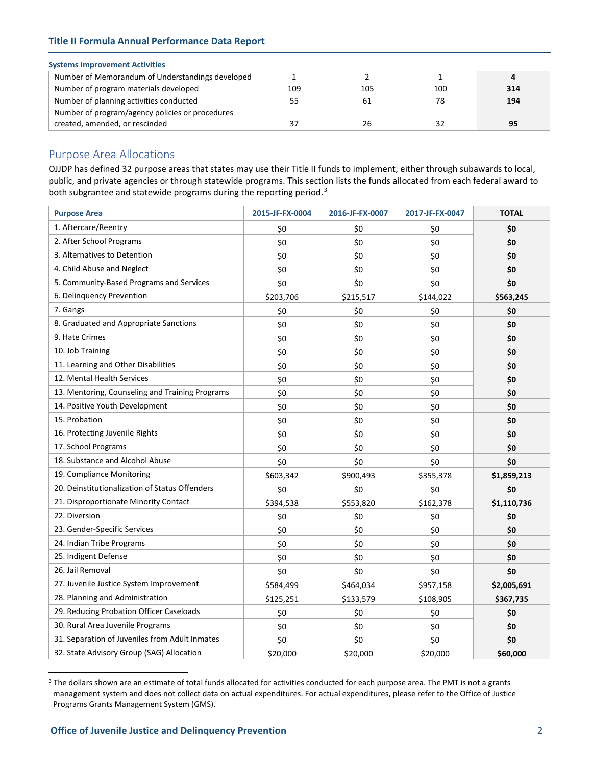### Systems Improvement Activities

| | | | | |
|---|---|---|---|---|
| Number of Memorandum of Understandings developed | 1 | 2 | 1 | **4** |
| Number of program materials developed | 109 | 105 | 100 | **314** |
| Number of planning activities conducted | 55 | 61 | 78 | **194** |
| Number of program/agency policies or procedures created, amended, or rescinded | 37 | 26 | 32 | **95** |

## Purpose Area Allocations

OJJDP has defined 32 purpose areas that states may use their Title II funds to implement, either through subawards to local, public, and private agencies or through statewide programs. This section lists the funds allocated from each federal award to both subgrantee and statewide programs during the reporting period.[3]

| Purpose Area | 2015-JF-FX-0004 | 2016-JF-FX-0007 | 2017-JF-FX-0047 | TOTAL |
|---|---|---|---|---|
| 1. Aftercare/Reentry | $0 | $0 | $0 | **$0** |
| 2. After School Programs | $0 | $0 | $0 | **$0** |
| 3. Alternatives to Detention | $0 | $0 | $0 | **$0** |
| 4. Child Abuse and Neglect | $0 | $0 | $0 | **$0** |
| 5. Community-Based Programs and Services | $0 | $0 | $0 | **$0** |
| 6. Delinquency Prevention | $203,706 | $215,517 | $144,022 | **$563,245** |
| 7. Gangs | $0 | $0 | $0 | **$0** |
| 8. Graduated and Appropriate Sanctions | $0 | $0 | $0 | **$0** |
| 9. Hate Crimes | $0 | $0 | $0 | **$0** |
| 10. Job Training | $0 | $0 | $0 | **$0** |
| 11. Learning and Other Disabilities | $0 | $0 | $0 | **$0** |
| 12. Mental Health Services | $0 | $0 | $0 | **$0** |
| 13. Mentoring, Counseling and Training Programs | $0 | $0 | $0 | **$0** |
| 14. Positive Youth Development | $0 | $0 | $0 | **$0** |
| 15. Probation | $0 | $0 | $0 | **$0** |
| 16. Protecting Juvenile Rights | $0 | $0 | $0 | **$0** |
| 17. School Programs | $0 | $0 | $0 | **$0** |
| 18. Substance and Alcohol Abuse | $0 | $0 | $0 | **$0** |
| 19. Compliance Monitoring | $603,342 | $900,493 | $355,378 | **$1,859,213** |
| 20. Deinstitutionalization of Status Offenders | $0 | $0 | $0 | **$0** |
| 21. Disproportionate Minority Contact | $394,538 | $553,820 | $162,378 | **$1,110,736** |
| 22. Diversion | $0 | $0 | $0 | **$0** |
| 23. Gender-Specific Services | $0 | $0 | $0 | **$0** |
| 24. Indian Tribe Programs | $0 | $0 | $0 | **$0** |
| 25. Indigent Defense | $0 | $0 | $0 | **$0** |
| 26. Jail Removal | $0 | $0 | $0 | **$0** |
| 27. Juvenile Justice System Improvement | $584,499 | $464,034 | $957,158 | **$2,005,691** |
| 28. Planning and Administration | $125,251 | $133,579 | $108,905 | **$367,735** |
| 29. Reducing Probation Officer Caseloads | $0 | $0 | $0 | **$0** |
| 30. Rural Area Juvenile Programs | $0 | $0 | $0 | **$0** |
| 31. Separation of Juveniles from Adult Inmates | $0 | $0 | $0 | **$0** |
| 32. State Advisory Group (SAG) Allocation | $20,000 | $20,000 | $20,000 | **$60,000** |

[3] The dollars shown are an estimate of total funds allocated for activities conducted for each purpose area. The PMT is not a grants management system and does not collect data on actual expenditures. For actual expenditures, please refer to the Office of Justice Programs Grants Management System (GMS).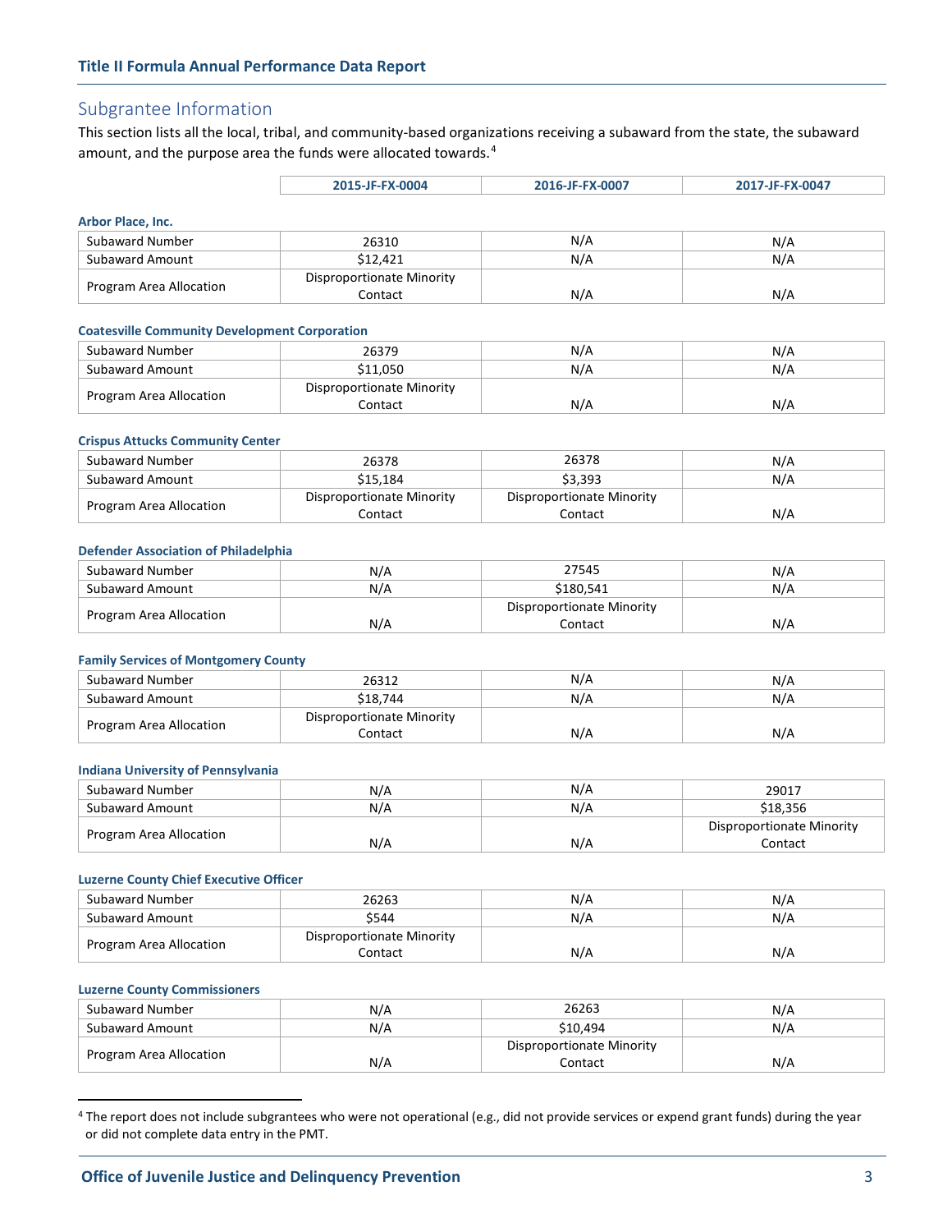## Subgrantee Information

This section lists all the local, tribal, and community-based organizations receiving a subaward from the state, the subaward amount, and the purpose area the funds were allocated towards.[4]

| | 2015-JF-FX-0004 | 2016-JF-FX-0007 | 2017-JF-FX-0047 |
|---|---|---|---|

**Arbor Place, Inc.**

| | 2015-JF-FX-0004 | 2016-JF-FX-0007 | 2017-JF-FX-0047 |
|---|---|---|---|
| Subaward Number | 26310 | N/A | N/A |
| Subaward Amount | $12,421 | N/A | N/A |
| Program Area Allocation | Disproportionate Minority Contact | N/A | N/A |

**Coatesville Community Development Corporation**

| | 2015-JF-FX-0004 | 2016-JF-FX-0007 | 2017-JF-FX-0047 |
|---|---|---|---|
| Subaward Number | 26379 | N/A | N/A |
| Subaward Amount | $11,050 | N/A | N/A |
| Program Area Allocation | Disproportionate Minority Contact | N/A | N/A |

**Crispus Attucks Community Center**

| | 2015-JF-FX-0004 | 2016-JF-FX-0007 | 2017-JF-FX-0047 |
|---|---|---|---|
| Subaward Number | 26378 | 26378 | N/A |
| Subaward Amount | $15,184 | $3,393 | N/A |
| Program Area Allocation | Disproportionate Minority Contact | Disproportionate Minority Contact | N/A |

**Defender Association of Philadelphia**

| | 2015-JF-FX-0004 | 2016-JF-FX-0007 | 2017-JF-FX-0047 |
|---|---|---|---|
| Subaward Number | N/A | 27545 | N/A |
| Subaward Amount | N/A | $180,541 | N/A |
| Program Area Allocation | N/A | Disproportionate Minority Contact | N/A |

**Family Services of Montgomery County**

| | 2015-JF-FX-0004 | 2016-JF-FX-0007 | 2017-JF-FX-0047 |
|---|---|---|---|
| Subaward Number | 26312 | N/A | N/A |
| Subaward Amount | $18,744 | N/A | N/A |
| Program Area Allocation | Disproportionate Minority Contact | N/A | N/A |

**Indiana University of Pennsylvania**

| | 2015-JF-FX-0004 | 2016-JF-FX-0007 | 2017-JF-FX-0047 |
|---|---|---|---|
| Subaward Number | N/A | N/A | 29017 |
| Subaward Amount | N/A | N/A | $18,356 |
| Program Area Allocation | N/A | N/A | Disproportionate Minority Contact |

**Luzerne County Chief Executive Officer**

| | 2015-JF-FX-0004 | 2016-JF-FX-0007 | 2017-JF-FX-0047 |
|---|---|---|---|
| Subaward Number | 26263 | N/A | N/A |
| Subaward Amount | $544 | N/A | N/A |
| Program Area Allocation | Disproportionate Minority Contact | N/A | N/A |

**Luzerne County Commissioners**

| | 2015-JF-FX-0004 | 2016-JF-FX-0007 | 2017-JF-FX-0047 |
|---|---|---|---|
| Subaward Number | N/A | 26263 | N/A |
| Subaward Amount | N/A | $10,494 | N/A |
| Program Area Allocation | N/A | Disproportionate Minority Contact | N/A |

[4] The report does not include subgrantees who were not operational (e.g., did not provide services or expend grant funds) during the year or did not complete data entry in the PMT.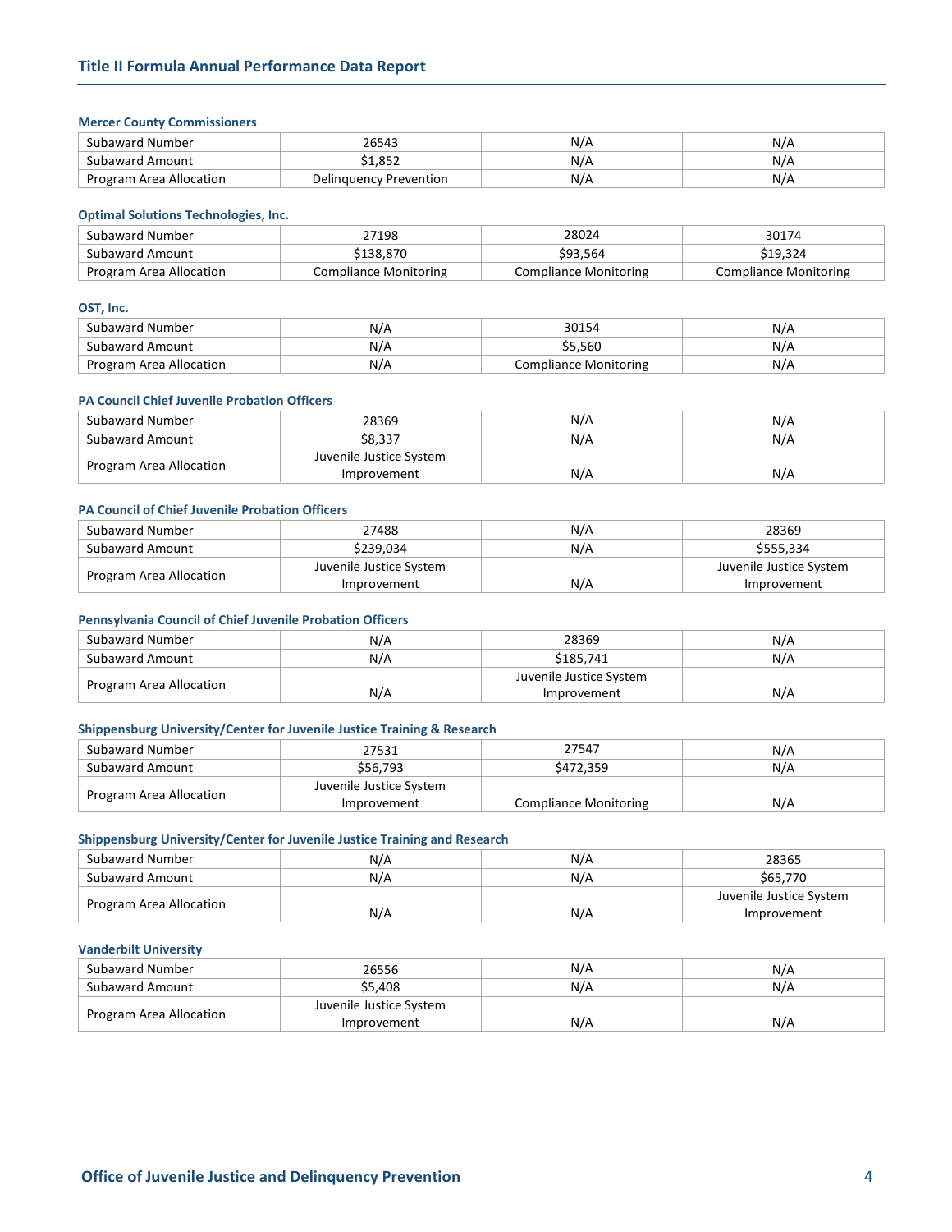### Mercer County Commissioners

| | | | |
|---|---|---|---|
| Subaward Number | 26543 | N/A | N/A |
| Subaward Amount | $1,852 | N/A | N/A |
| Program Area Allocation | Delinquency Prevention | N/A | N/A |

### Optimal Solutions Technologies, Inc.

| | | | |
|---|---|---|---|
| Subaward Number | 27198 | 28024 | 30174 |
| Subaward Amount | $138,870 | $93,564 | $19,324 |
| Program Area Allocation | Compliance Monitoring | Compliance Monitoring | Compliance Monitoring |

### OST, Inc.

| | | | |
|---|---|---|---|
| Subaward Number | N/A | 30154 | N/A |
| Subaward Amount | N/A | $5,560 | N/A |
| Program Area Allocation | N/A | Compliance Monitoring | N/A |

### PA Council Chief Juvenile Probation Officers

| | | | |
|---|---|---|---|
| Subaward Number | 28369 | N/A | N/A |
| Subaward Amount | $8,337 | N/A | N/A |
| Program Area Allocation | Juvenile Justice System Improvement | N/A | N/A |

### PA Council of Chief Juvenile Probation Officers

| | | | |
|---|---|---|---|
| Subaward Number | 27488 | N/A | 28369 |
| Subaward Amount | $239,034 | N/A | $555,334 |
| Program Area Allocation | Juvenile Justice System Improvement | N/A | Juvenile Justice System Improvement |

### Pennsylvania Council of Chief Juvenile Probation Officers

| | | | |
|---|---|---|---|
| Subaward Number | N/A | 28369 | N/A |
| Subaward Amount | N/A | $185,741 | N/A |
| Program Area Allocation | N/A | Juvenile Justice System Improvement | N/A |

### Shippensburg University/Center for Juvenile Justice Training & Research

| | | | |
|---|---|---|---|
| Subaward Number | 27531 | 27547 | N/A |
| Subaward Amount | $56,793 | $472,359 | N/A |
| Program Area Allocation | Juvenile Justice System Improvement | Compliance Monitoring | N/A |

### Shippensburg University/Center for Juvenile Justice Training and Research

| | | | |
|---|---|---|---|
| Subaward Number | N/A | N/A | 28365 |
| Subaward Amount | N/A | N/A | $65,770 |
| Program Area Allocation | N/A | N/A | Juvenile Justice System Improvement |

### Vanderbilt University

| | | | |
|---|---|---|---|
| Subaward Number | 26556 | N/A | N/A |
| Subaward Amount | $5,408 | N/A | N/A |
| Program Area Allocation | Juvenile Justice System Improvement | N/A | N/A |